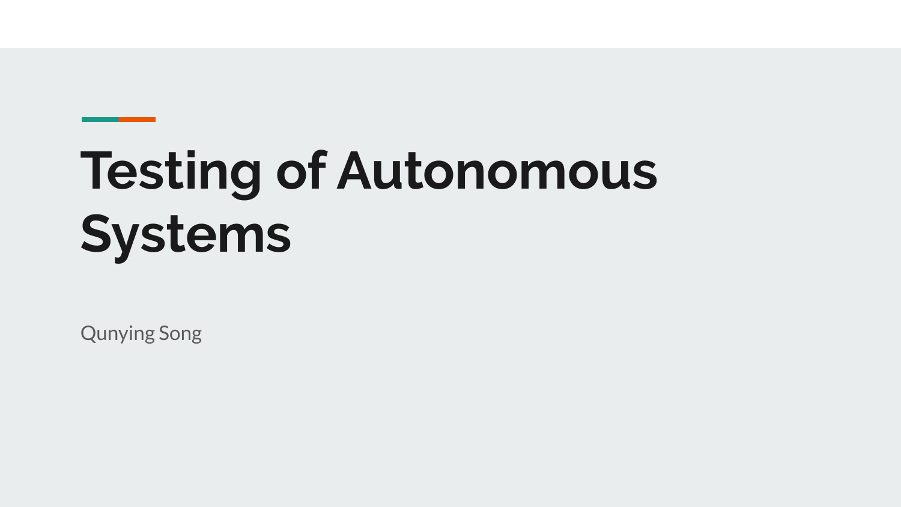# Testing of Autonomous Systems

Qunying Song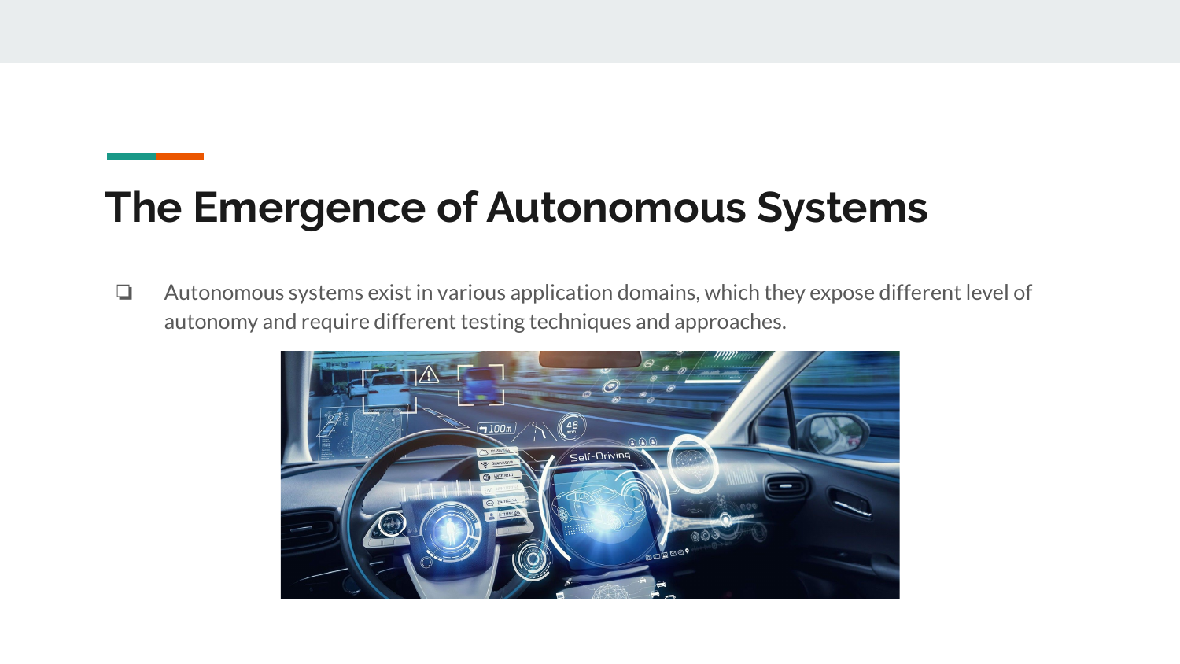# The Emergence of Autonomous Systems

- Autonomous systems exist in various application domains, which they expose different level of autonomy and require different testing techniques and approaches.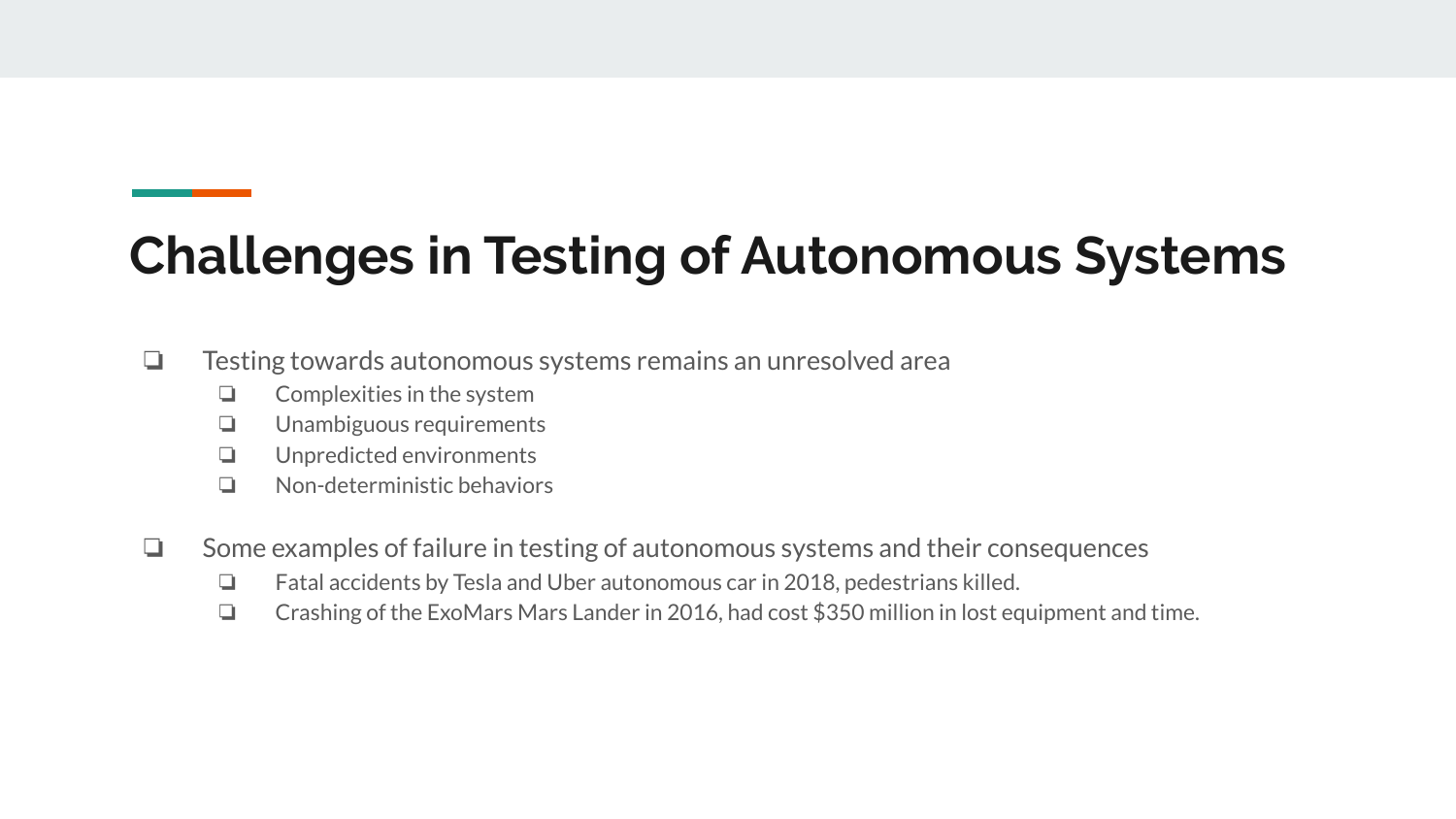## Challenges in Testing of Autonomous Systems

- Testing towards autonomous systems remains an unresolved area
  - Complexities in the system
  - Unambiguous requirements
  - Unpredicted environments
  - Non-deterministic behaviors

- Some examples of failure in testing of autonomous systems and their consequences
  - Fatal accidents by Tesla and Uber autonomous car in 2018, pedestrians killed.
  - Crashing of the ExoMars Mars Lander in 2016, had cost $350 million in lost equipment and time.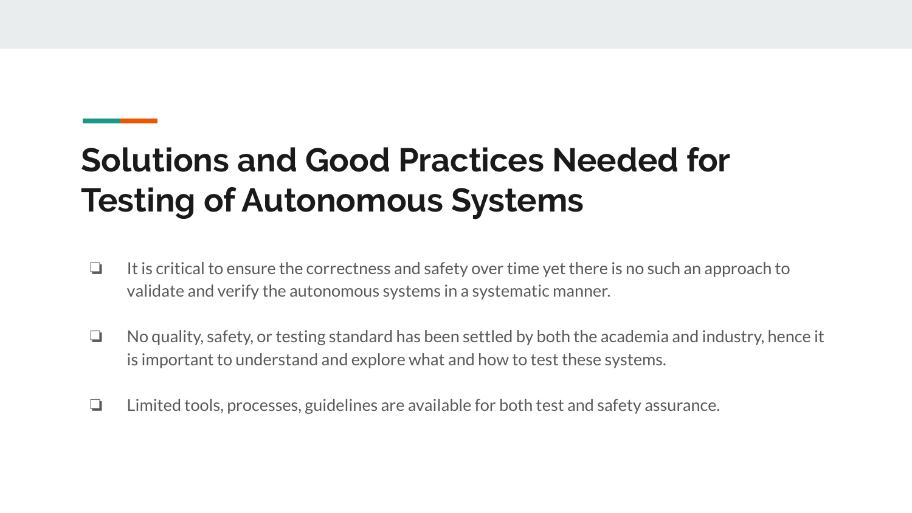# Solutions and Good Practices Needed for Testing of Autonomous Systems

- It is critical to ensure the correctness and safety over time yet there is no such an approach to validate and verify the autonomous systems in a systematic manner.
- No quality, safety, or testing standard has been settled by both the academia and industry, hence it is important to understand and explore what and how to test these systems.
- Limited tools, processes, guidelines are available for both test and safety assurance.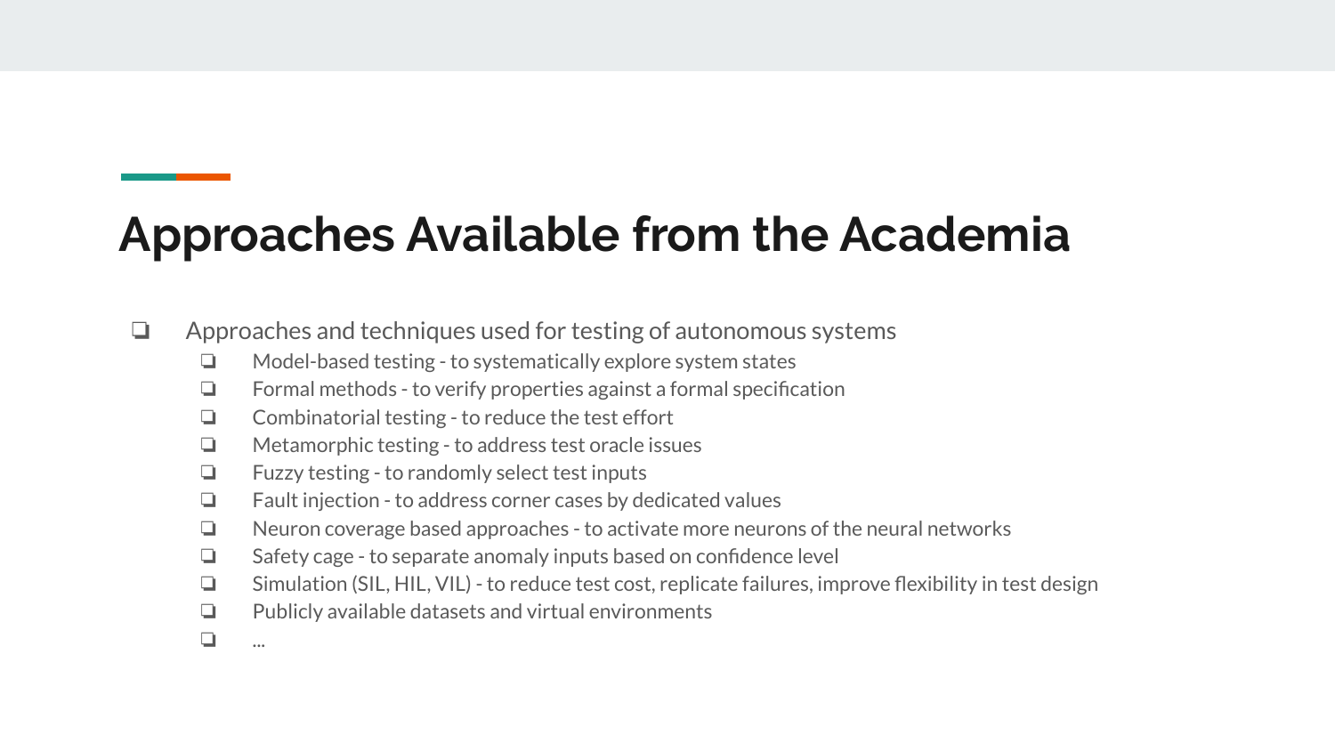# Approaches Available from the Academia

- Approaches and techniques used for testing of autonomous systems
  - Model-based testing - to systematically explore system states
  - Formal methods - to verify properties against a formal specification
  - Combinatorial testing - to reduce the test effort
  - Metamorphic testing - to address test oracle issues
  - Fuzzy testing - to randomly select test inputs
  - Fault injection - to address corner cases by dedicated values
  - Neuron coverage based approaches - to activate more neurons of the neural networks
  - Safety cage - to separate anomaly inputs based on confidence level
  - Simulation (SIL, HIL, VIL) - to reduce test cost, replicate failures, improve flexibility in test design
  - Publicly available datasets and virtual environments
  - ...